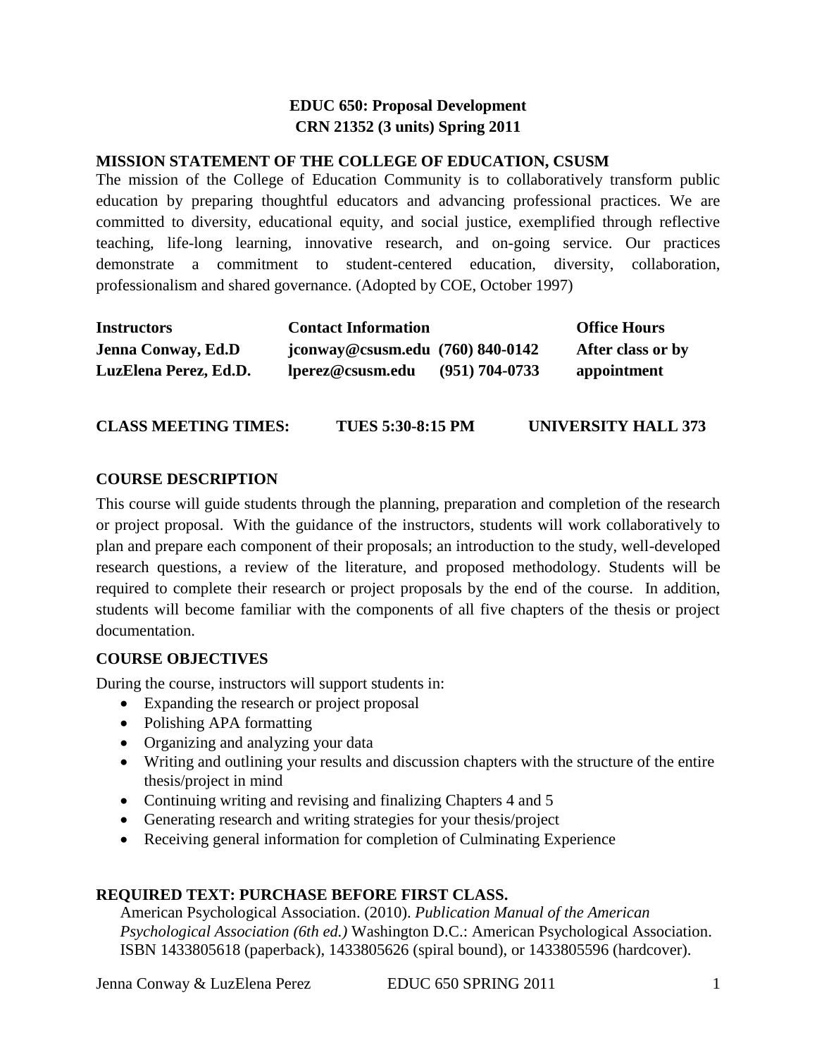# EDUC 650: Proposal Development
## CRN 21352 (3 units) Spring 2011

## MISSION STATEMENT OF THE COLLEGE OF EDUCATION, CSUSM

The mission of the College of Education Community is to collaboratively transform public education by preparing thoughtful educators and advancing professional practices. We are committed to diversity, educational equity, and social justice, exemplified through reflective teaching, life-long learning, innovative research, and on-going service. Our practices demonstrate a commitment to student-centered education, diversity, collaboration, professionalism and shared governance. (Adopted by COE, October 1997)

| Instructors | Contact Information | | Office Hours |
|---|---|---|---|
| **Jenna Conway, Ed.D** | **jconway@csusm.edu** | **(760) 840-0142** | **After class or by** |
| **LuzElena Perez, Ed.D.** | **lperez@csusm.edu** | **(951) 704-0733** | **appointment** |

**CLASS MEETING TIMES: TUES 5:30-8:15 PM UNIVERSITY HALL 373**

## COURSE DESCRIPTION

This course will guide students through the planning, preparation and completion of the research or project proposal. With the guidance of the instructors, students will work collaboratively to plan and prepare each component of their proposals; an introduction to the study, well-developed research questions, a review of the literature, and proposed methodology. Students will be required to complete their research or project proposals by the end of the course. In addition, students will become familiar with the components of all five chapters of the thesis or project documentation.

## COURSE OBJECTIVES

During the course, instructors will support students in:

- Expanding the research or project proposal
- Polishing APA formatting
- Organizing and analyzing your data
- Writing and outlining your results and discussion chapters with the structure of the entire thesis/project in mind
- Continuing writing and revising and finalizing Chapters 4 and 5
- Generating research and writing strategies for your thesis/project
- Receiving general information for completion of Culminating Experience

## REQUIRED TEXT: PURCHASE BEFORE FIRST CLASS.

American Psychological Association. (2010). *Publication Manual of the American Psychological Association (6th ed.)* Washington D.C.: American Psychological Association. ISBN 1433805618 (paperback), 1433805626 (spiral bound), or 1433805596 (hardcover).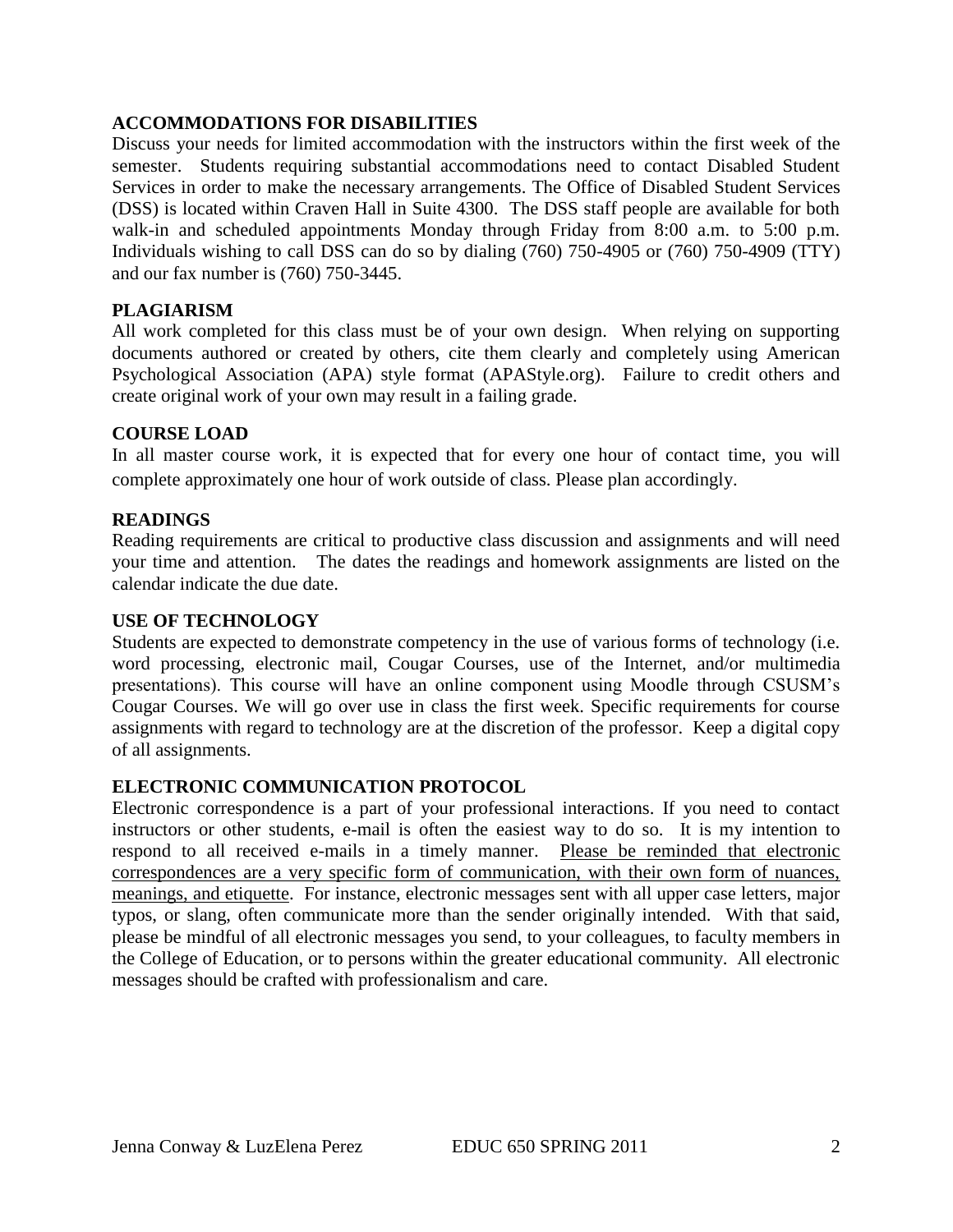## ACCOMMODATIONS FOR DISABILITIES

Discuss your needs for limited accommodation with the instructors within the first week of the semester. Students requiring substantial accommodations need to contact Disabled Student Services in order to make the necessary arrangements. The Office of Disabled Student Services (DSS) is located within Craven Hall in Suite 4300. The DSS staff people are available for both walk-in and scheduled appointments Monday through Friday from 8:00 a.m. to 5:00 p.m. Individuals wishing to call DSS can do so by dialing (760) 750-4905 or (760) 750-4909 (TTY) and our fax number is (760) 750-3445.

## PLAGIARISM

All work completed for this class must be of your own design. When relying on supporting documents authored or created by others, cite them clearly and completely using American Psychological Association (APA) style format (APAStyle.org). Failure to credit others and create original work of your own may result in a failing grade.

## COURSE LOAD

In all master course work, it is expected that for every one hour of contact time, you will complete approximately one hour of work outside of class. Please plan accordingly.

## READINGS

Reading requirements are critical to productive class discussion and assignments and will need your time and attention. The dates the readings and homework assignments are listed on the calendar indicate the due date.

## USE OF TECHNOLOGY

Students are expected to demonstrate competency in the use of various forms of technology (i.e. word processing, electronic mail, Cougar Courses, use of the Internet, and/or multimedia presentations). This course will have an online component using Moodle through CSUSM's Cougar Courses. We will go over use in class the first week. Specific requirements for course assignments with regard to technology are at the discretion of the professor. Keep a digital copy of all assignments.

## ELECTRONIC COMMUNICATION PROTOCOL

Electronic correspondence is a part of your professional interactions. If you need to contact instructors or other students, e-mail is often the easiest way to do so. It is my intention to respond to all received e-mails in a timely manner. Please be reminded that electronic correspondences are a very specific form of communication, with their own form of nuances, meanings, and etiquette. For instance, electronic messages sent with all upper case letters, major typos, or slang, often communicate more than the sender originally intended. With that said, please be mindful of all electronic messages you send, to your colleagues, to faculty members in the College of Education, or to persons within the greater educational community. All electronic messages should be crafted with professionalism and care.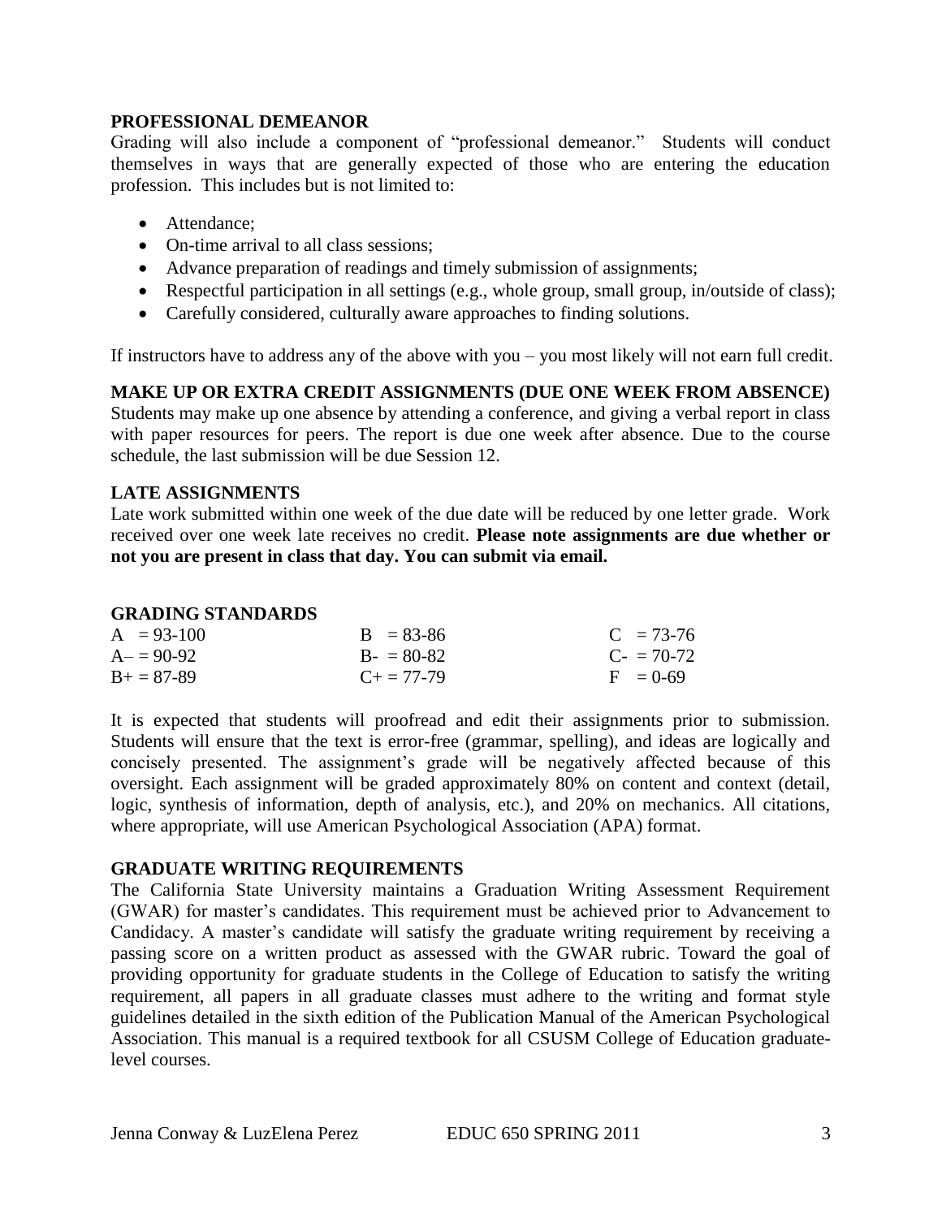## PROFESSIONAL DEMEANOR

Grading will also include a component of "professional demeanor." Students will conduct themselves in ways that are generally expected of those who are entering the education profession. This includes but is not limited to:

- Attendance;
- On-time arrival to all class sessions;
- Advance preparation of readings and timely submission of assignments;
- Respectful participation in all settings (e.g., whole group, small group, in/outside of class);
- Carefully considered, culturally aware approaches to finding solutions.

If instructors have to address any of the above with you – you most likely will not earn full credit.

## MAKE UP OR EXTRA CREDIT ASSIGNMENTS (DUE ONE WEEK FROM ABSENCE)

Students may make up one absence by attending a conference, and giving a verbal report in class with paper resources for peers. The report is due one week after absence. Due to the course schedule, the last submission will be due Session 12.

## LATE ASSIGNMENTS

Late work submitted within one week of the due date will be reduced by one letter grade. Work received over one week late receives no credit. **Please note assignments are due whether or not you are present in class that day. You can submit via email.**

## GRADING STANDARDS

| | | |
|---|---|---|
| A = 93-100 | B = 83-86 | C = 73-76 |
| A– = 90-92 | B- = 80-82 | C- = 70-72 |
| B+ = 87-89 | C+ = 77-79 | F = 0-69 |

It is expected that students will proofread and edit their assignments prior to submission. Students will ensure that the text is error-free (grammar, spelling), and ideas are logically and concisely presented. The assignment's grade will be negatively affected because of this oversight. Each assignment will be graded approximately 80% on content and context (detail, logic, synthesis of information, depth of analysis, etc.), and 20% on mechanics. All citations, where appropriate, will use American Psychological Association (APA) format.

## GRADUATE WRITING REQUIREMENTS

The California State University maintains a Graduation Writing Assessment Requirement (GWAR) for master's candidates. This requirement must be achieved prior to Advancement to Candidacy. A master's candidate will satisfy the graduate writing requirement by receiving a passing score on a written product as assessed with the GWAR rubric. Toward the goal of providing opportunity for graduate students in the College of Education to satisfy the writing requirement, all papers in all graduate classes must adhere to the writing and format style guidelines detailed in the sixth edition of the Publication Manual of the American Psychological Association. This manual is a required textbook for all CSUSM College of Education graduate-level courses.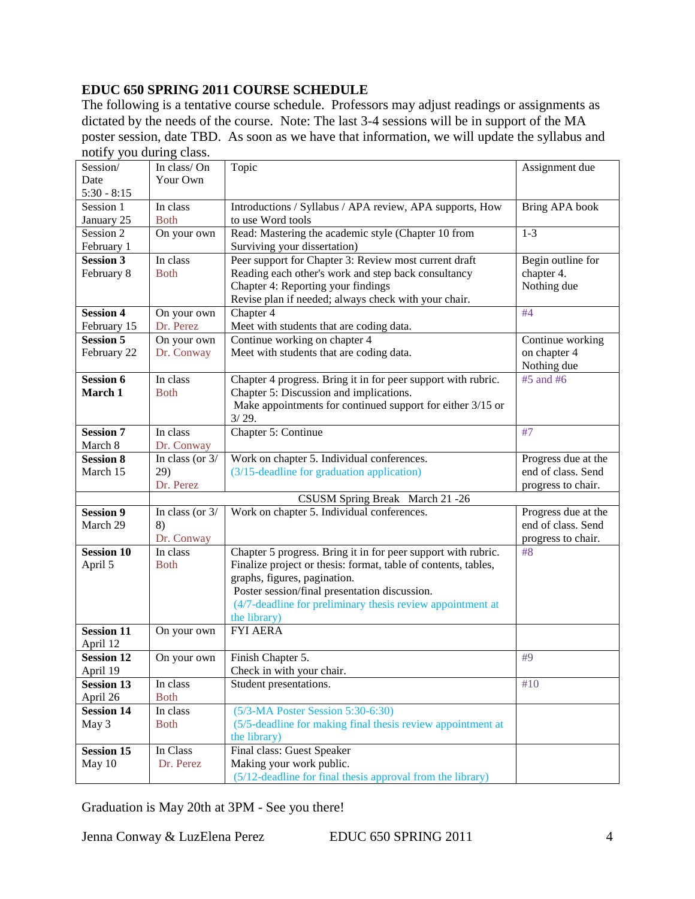**EDUC 650 SPRING 2011 COURSE SCHEDULE**

The following is a tentative course schedule. Professors may adjust readings or assignments as dictated by the needs of the course. Note: The last 3-4 sessions will be in support of the MA poster session, date TBD. As soon as we have that information, we will update the syllabus and notify you during class.

| Session/ Date 5:30 - 8:15 | In class/ On Your Own | Topic | Assignment due |
|---|---|---|---|
| Session 1 January 25 | In class Both | Introductions / Syllabus / APA review, APA supports, How to use Word tools | Bring APA book |
| Session 2 February 1 | On your own | Read: Mastering the academic style (Chapter 10 from Surviving your dissertation) | 1-3 |
| **Session 3** February 8 | In class Both | Peer support for Chapter 3: Review most current draft Reading each other's work and step back consultancy Chapter 4: Reporting your findings Revise plan if needed; always check with your chair. | Begin outline for chapter 4. Nothing due |
| **Session 4** February 15 | On your own Dr. Perez | Chapter 4 Meet with students that are coding data. | #4 |
| **Session 5** February 22 | On your own Dr. Conway | Continue working on chapter 4 Meet with students that are coding data. | Continue working on chapter 4 Nothing due |
| **Session 6** **March 1** | In class Both | Chapter 4 progress. Bring it in for peer support with rubric. Chapter 5: Discussion and implications. Make appointments for continued support for either 3/15 or 3/ 29. | #5 and #6 |
| **Session 7** March 8 | In class Dr. Conway | Chapter 5: Continue | #7 |
| **Session 8** March 15 | In class (or 3/ 29) Dr. Perez | Work on chapter 5. Individual conferences. (3/15-deadline for graduation application) | Progress due at the end of class. Send progress to chair. |
| | | CSUSM Spring Break March 21 -26 | |
| **Session 9** March 29 | In class (or 3/ 8) Dr. Conway | Work on chapter 5. Individual conferences. | Progress due at the end of class. Send progress to chair. |
| **Session 10** April 5 | In class Both | Chapter 5 progress. Bring it in for peer support with rubric. Finalize project or thesis: format, table of contents, tables, graphs, figures, pagination. Poster session/final presentation discussion. (4/7-deadline for preliminary thesis review appointment at the library) | #8 |
| **Session 11** April 12 | On your own | FYI AERA | |
| **Session 12** April 19 | On your own | Finish Chapter 5. Check in with your chair. | #9 |
| **Session 13** April 26 | In class Both | Student presentations. | #10 |
| **Session 14** May 3 | In class Both | (5/3-MA Poster Session 5:30-6:30) (5/5-deadline for making final thesis review appointment at the library) | |
| **Session 15** May 10 | In Class Dr. Perez | Final class: Guest Speaker Making your work public. (5/12-deadline for final thesis approval from the library) | |

Graduation is May 20th at 3PM - See you there!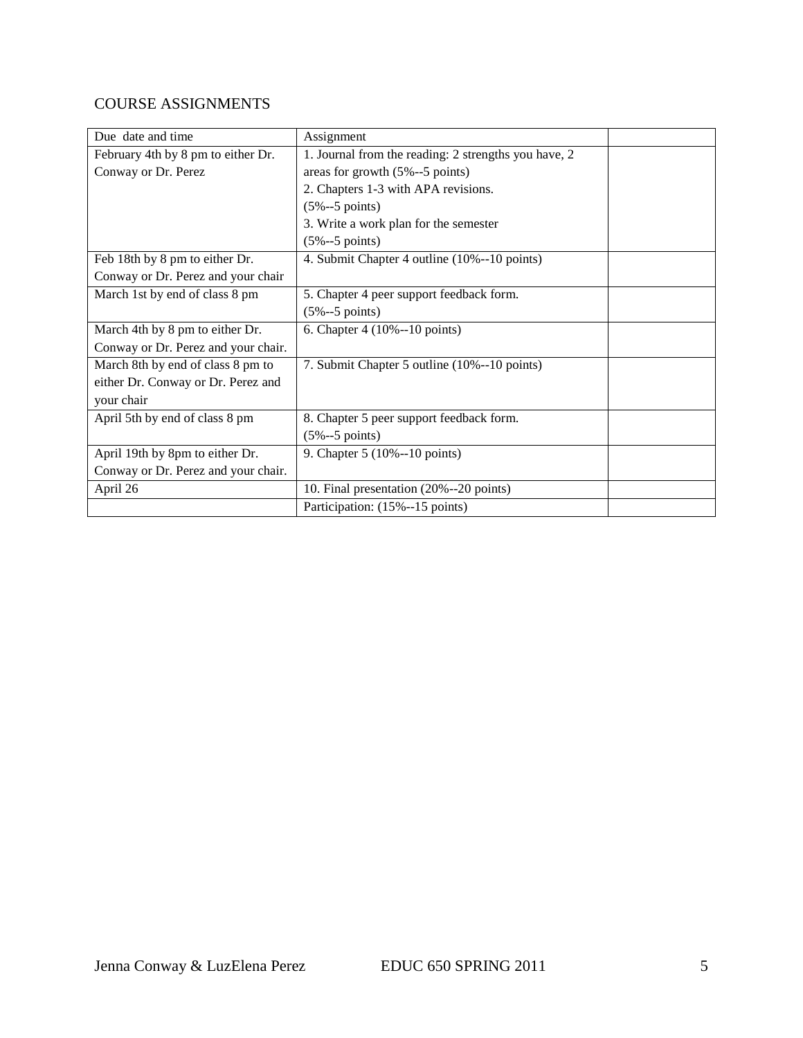## COURSE ASSIGNMENTS

| Due date and time | Assignment | |
|---|---|---|
| February 4th by 8 pm to either Dr. Conway or Dr. Perez | 1. Journal from the reading: 2 strengths you have, 2 areas for growth (5%--5 points)<br>2. Chapters 1-3 with APA revisions. (5%--5 points)<br>3. Write a work plan for the semester (5%--5 points) | |
| Feb 18th by 8 pm to either Dr. Conway or Dr. Perez and your chair | 4. Submit Chapter 4 outline (10%--10 points) | |
| March 1st by end of class 8 pm | 5. Chapter 4 peer support feedback form. (5%--5 points) | |
| March 4th by 8 pm to either Dr. Conway or Dr. Perez and your chair. | 6. Chapter 4 (10%--10 points) | |
| March 8th by end of class 8 pm to either Dr. Conway or Dr. Perez and your chair | 7. Submit Chapter 5 outline (10%--10 points) | |
| April 5th by end of class 8 pm | 8. Chapter 5 peer support feedback form. (5%--5 points) | |
| April 19th by 8pm to either Dr. Conway or Dr. Perez and your chair. | 9. Chapter 5 (10%--10 points) | |
| April 26 | 10. Final presentation (20%--20 points) | |
| | Participation: (15%--15 points) | |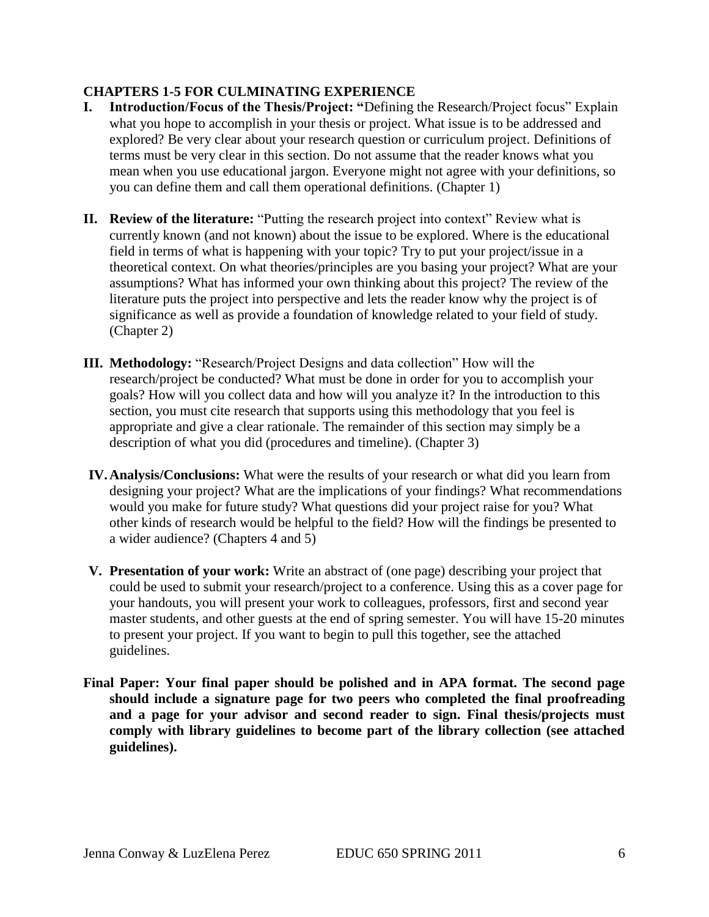**CHAPTERS 1-5 FOR CULMINATING EXPERIENCE**

I. **Introduction/Focus of the Thesis/Project: "**Defining the Research/Project focus" Explain what you hope to accomplish in your thesis or project. What issue is to be addressed and explored? Be very clear about your research question or curriculum project. Definitions of terms must be very clear in this section. Do not assume that the reader knows what you mean when you use educational jargon. Everyone might not agree with your definitions, so you can define them and call them operational definitions. (Chapter 1)

II. **Review of the literature:** "Putting the research project into context" Review what is currently known (and not known) about the issue to be explored. Where is the educational field in terms of what is happening with your topic? Try to put your project/issue in a theoretical context. On what theories/principles are you basing your project? What are your assumptions? What has informed your own thinking about this project? The review of the literature puts the project into perspective and lets the reader know why the project is of significance as well as provide a foundation of knowledge related to your field of study. (Chapter 2)

III. **Methodology:** "Research/Project Designs and data collection" How will the research/project be conducted? What must be done in order for you to accomplish your goals? How will you collect data and how will you analyze it? In the introduction to this section, you must cite research that supports using this methodology that you feel is appropriate and give a clear rationale. The remainder of this section may simply be a description of what you did (procedures and timeline). (Chapter 3)

IV. **Analysis/Conclusions:** What were the results of your research or what did you learn from designing your project? What are the implications of your findings? What recommendations would you make for future study? What questions did your project raise for you? What other kinds of research would be helpful to the field? How will the findings be presented to a wider audience? (Chapters 4 and 5)

V. **Presentation of your work:** Write an abstract of (one page) describing your project that could be used to submit your research/project to a conference. Using this as a cover page for your handouts, you will present your work to colleagues, professors, first and second year master students, and other guests at the end of spring semester. You will have 15-20 minutes to present your project. If you want to begin to pull this together, see the attached guidelines.

**Final Paper: Your final paper should be polished and in APA format. The second page should include a signature page for two peers who completed the final proofreading and a page for your advisor and second reader to sign. Final thesis/projects must comply with library guidelines to become part of the library collection (see attached guidelines).**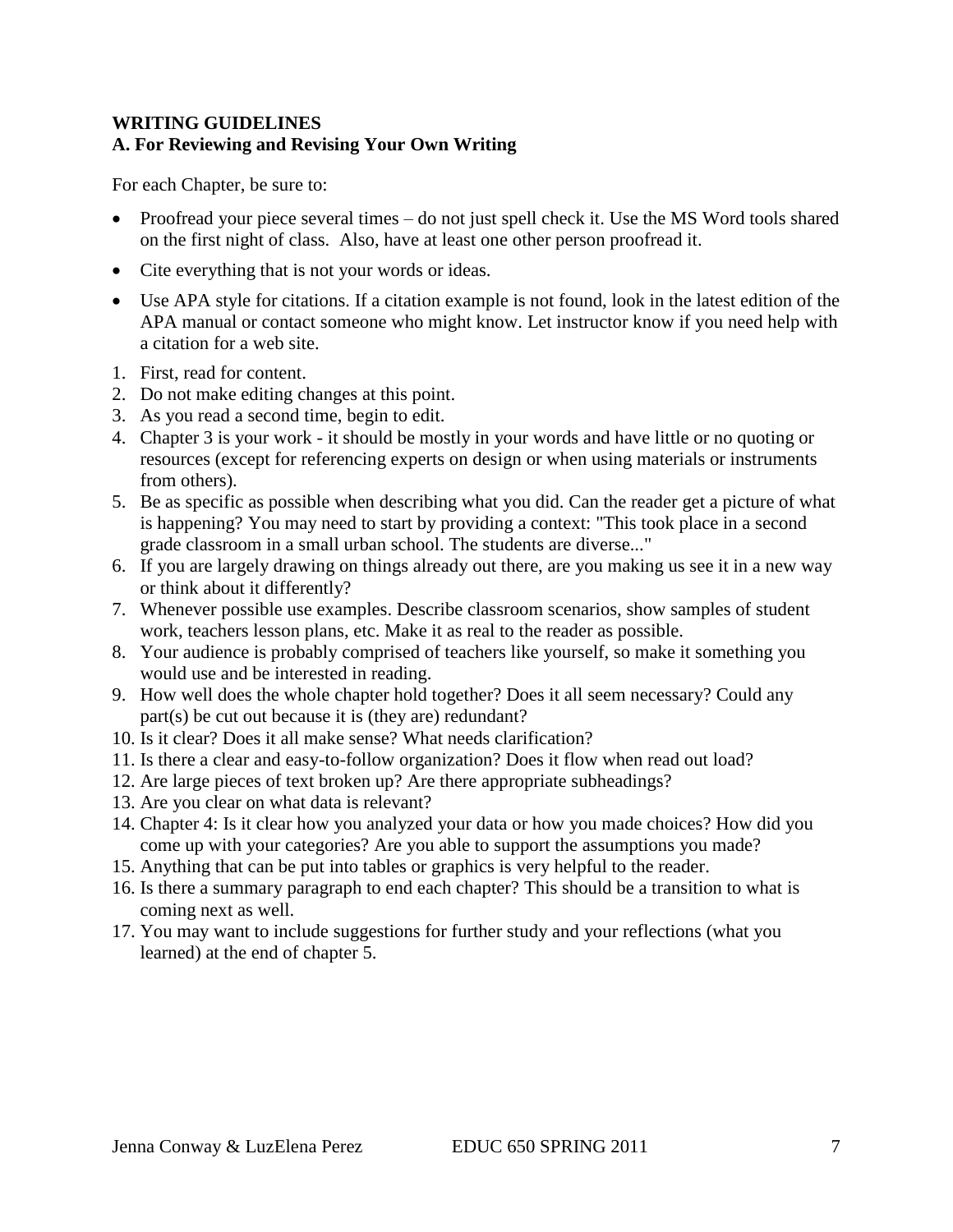**WRITING GUIDELINES**
**A. For Reviewing and Revising Your Own Writing**

For each Chapter, be sure to:

- Proofread your piece several times – do not just spell check it. Use the MS Word tools shared on the first night of class. Also, have at least one other person proofread it.
- Cite everything that is not your words or ideas.
- Use APA style for citations. If a citation example is not found, look in the latest edition of the APA manual or contact someone who might know. Let instructor know if you need help with a citation for a web site.

1. First, read for content.
2. Do not make editing changes at this point.
3. As you read a second time, begin to edit.
4. Chapter 3 is your work - it should be mostly in your words and have little or no quoting or resources (except for referencing experts on design or when using materials or instruments from others).
5. Be as specific as possible when describing what you did. Can the reader get a picture of what is happening? You may need to start by providing a context: "This took place in a second grade classroom in a small urban school. The students are diverse..."
6. If you are largely drawing on things already out there, are you making us see it in a new way or think about it differently?
7. Whenever possible use examples. Describe classroom scenarios, show samples of student work, teachers lesson plans, etc. Make it as real to the reader as possible.
8. Your audience is probably comprised of teachers like yourself, so make it something you would use and be interested in reading.
9. How well does the whole chapter hold together? Does it all seem necessary? Could any part(s) be cut out because it is (they are) redundant?
10. Is it clear? Does it all make sense? What needs clarification?
11. Is there a clear and easy-to-follow organization? Does it flow when read out load?
12. Are large pieces of text broken up? Are there appropriate subheadings?
13. Are you clear on what data is relevant?
14. Chapter 4: Is it clear how you analyzed your data or how you made choices? How did you come up with your categories? Are you able to support the assumptions you made?
15. Anything that can be put into tables or graphics is very helpful to the reader.
16. Is there a summary paragraph to end each chapter? This should be a transition to what is coming next as well.
17. You may want to include suggestions for further study and your reflections (what you learned) at the end of chapter 5.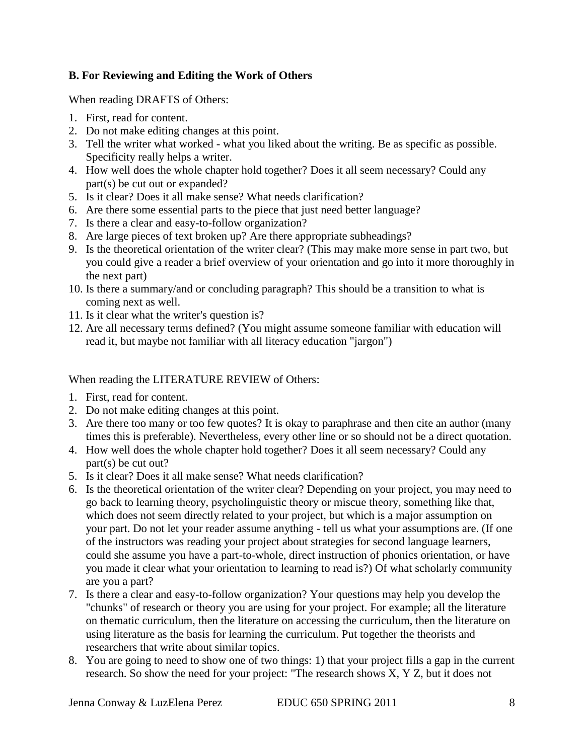### B. For Reviewing and Editing the Work of Others

When reading DRAFTS of Others:

1. First, read for content.
2. Do not make editing changes at this point.
3. Tell the writer what worked - what you liked about the writing. Be as specific as possible. Specificity really helps a writer.
4. How well does the whole chapter hold together? Does it all seem necessary? Could any part(s) be cut out or expanded?
5. Is it clear? Does it all make sense? What needs clarification?
6. Are there some essential parts to the piece that just need better language?
7. Is there a clear and easy-to-follow organization?
8. Are large pieces of text broken up? Are there appropriate subheadings?
9. Is the theoretical orientation of the writer clear? (This may make more sense in part two, but you could give a reader a brief overview of your orientation and go into it more thoroughly in the next part)
10. Is there a summary/and or concluding paragraph? This should be a transition to what is coming next as well.
11. Is it clear what the writer's question is?
12. Are all necessary terms defined? (You might assume someone familiar with education will read it, but maybe not familiar with all literacy education "jargon")

When reading the LITERATURE REVIEW of Others:

1. First, read for content.
2. Do not make editing changes at this point.
3. Are there too many or too few quotes? It is okay to paraphrase and then cite an author (many times this is preferable). Nevertheless, every other line or so should not be a direct quotation.
4. How well does the whole chapter hold together? Does it all seem necessary? Could any part(s) be cut out?
5. Is it clear? Does it all make sense? What needs clarification?
6. Is the theoretical orientation of the writer clear? Depending on your project, you may need to go back to learning theory, psycholinguistic theory or miscue theory, something like that, which does not seem directly related to your project, but which is a major assumption on your part. Do not let your reader assume anything - tell us what your assumptions are. (If one of the instructors was reading your project about strategies for second language learners, could she assume you have a part-to-whole, direct instruction of phonics orientation, or have you made it clear what your orientation to learning to read is?) Of what scholarly community are you a part?
7. Is there a clear and easy-to-follow organization? Your questions may help you develop the "chunks" of research or theory you are using for your project. For example; all the literature on thematic curriculum, then the literature on accessing the curriculum, then the literature on using literature as the basis for learning the curriculum. Put together the theorists and researchers that write about similar topics.
8. You are going to need to show one of two things: 1) that your project fills a gap in the current research. So show the need for your project: "The research shows X, Y Z, but it does not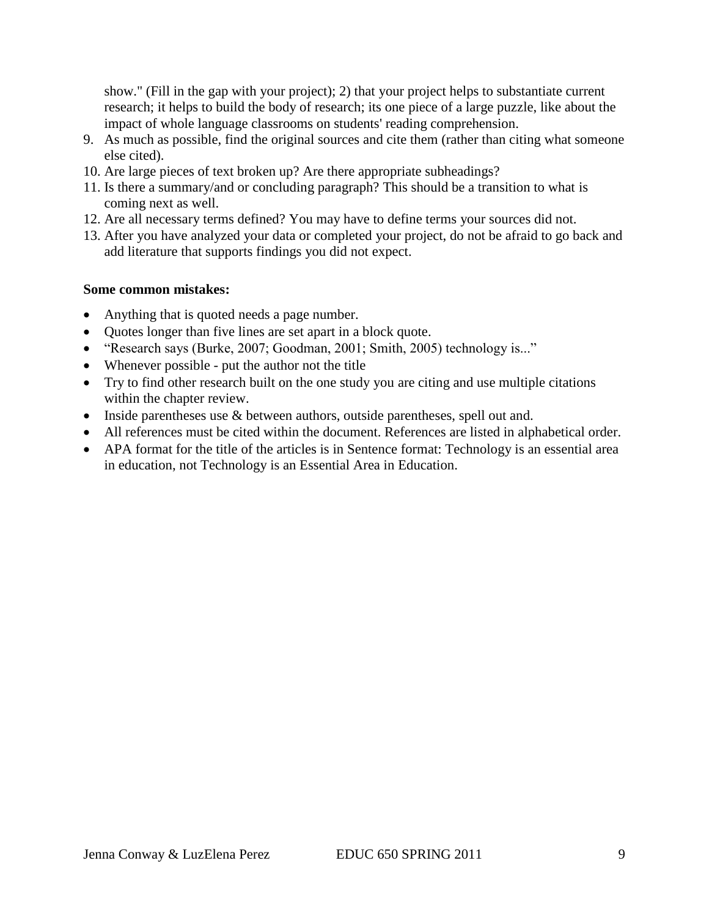show." (Fill in the gap with your project); 2) that your project helps to substantiate current research; it helps to build the body of research; its one piece of a large puzzle, like about the impact of whole language classrooms on students' reading comprehension.

9. As much as possible, find the original sources and cite them (rather than citing what someone else cited).
10. Are large pieces of text broken up? Are there appropriate subheadings?
11. Is there a summary/and or concluding paragraph? This should be a transition to what is coming next as well.
12. Are all necessary terms defined? You may have to define terms your sources did not.
13. After you have analyzed your data or completed your project, do not be afraid to go back and add literature that supports findings you did not expect.

**Some common mistakes:**

- Anything that is quoted needs a page number.
- Quotes longer than five lines are set apart in a block quote.
- "Research says (Burke, 2007; Goodman, 2001; Smith, 2005) technology is..."
- Whenever possible - put the author not the title
- Try to find other research built on the one study you are citing and use multiple citations within the chapter review.
- Inside parentheses use & between authors, outside parentheses, spell out and.
- All references must be cited within the document. References are listed in alphabetical order.
- APA format for the title of the articles is in Sentence format: Technology is an essential area in education, not Technology is an Essential Area in Education.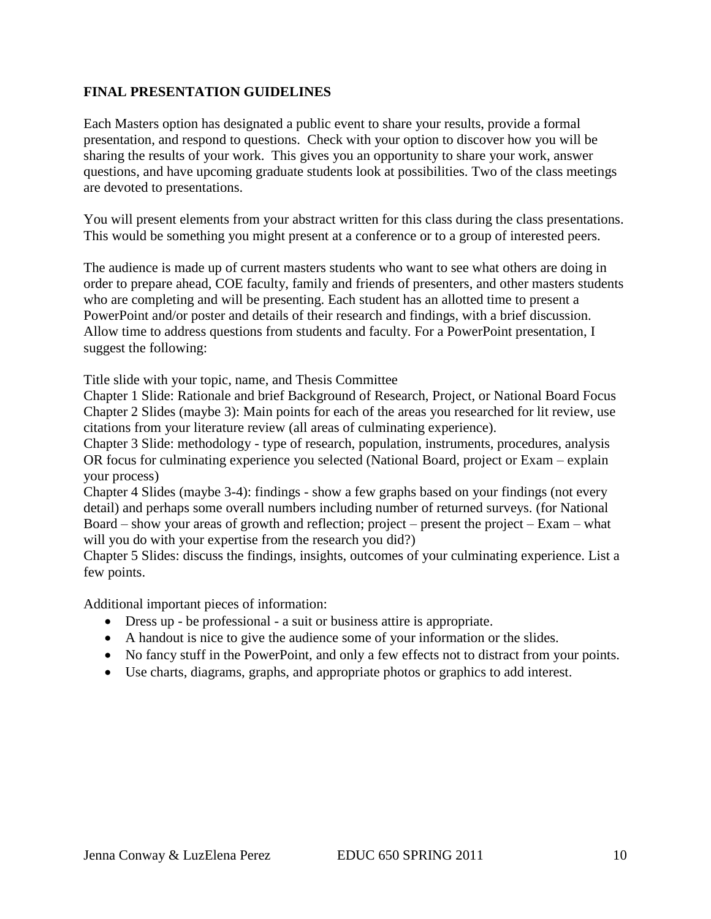## FINAL PRESENTATION GUIDELINES

Each Masters option has designated a public event to share your results, provide a formal presentation, and respond to questions. Check with your option to discover how you will be sharing the results of your work. This gives you an opportunity to share your work, answer questions, and have upcoming graduate students look at possibilities. Two of the class meetings are devoted to presentations.

You will present elements from your abstract written for this class during the class presentations. This would be something you might present at a conference or to a group of interested peers.

The audience is made up of current masters students who want to see what others are doing in order to prepare ahead, COE faculty, family and friends of presenters, and other masters students who are completing and will be presenting. Each student has an allotted time to present a PowerPoint and/or poster and details of their research and findings, with a brief discussion. Allow time to address questions from students and faculty. For a PowerPoint presentation, I suggest the following:

Title slide with your topic, name, and Thesis Committee
Chapter 1 Slide: Rationale and brief Background of Research, Project, or National Board Focus
Chapter 2 Slides (maybe 3): Main points for each of the areas you researched for lit review, use citations from your literature review (all areas of culminating experience).
Chapter 3 Slide: methodology - type of research, population, instruments, procedures, analysis OR focus for culminating experience you selected (National Board, project or Exam – explain your process)
Chapter 4 Slides (maybe 3-4): findings - show a few graphs based on your findings (not every detail) and perhaps some overall numbers including number of returned surveys. (for National Board – show your areas of growth and reflection; project – present the project – Exam – what will you do with your expertise from the research you did?)
Chapter 5 Slides: discuss the findings, insights, outcomes of your culminating experience. List a few points.

Additional important pieces of information:

- Dress up - be professional - a suit or business attire is appropriate.
- A handout is nice to give the audience some of your information or the slides.
- No fancy stuff in the PowerPoint, and only a few effects not to distract from your points.
- Use charts, diagrams, graphs, and appropriate photos or graphics to add interest.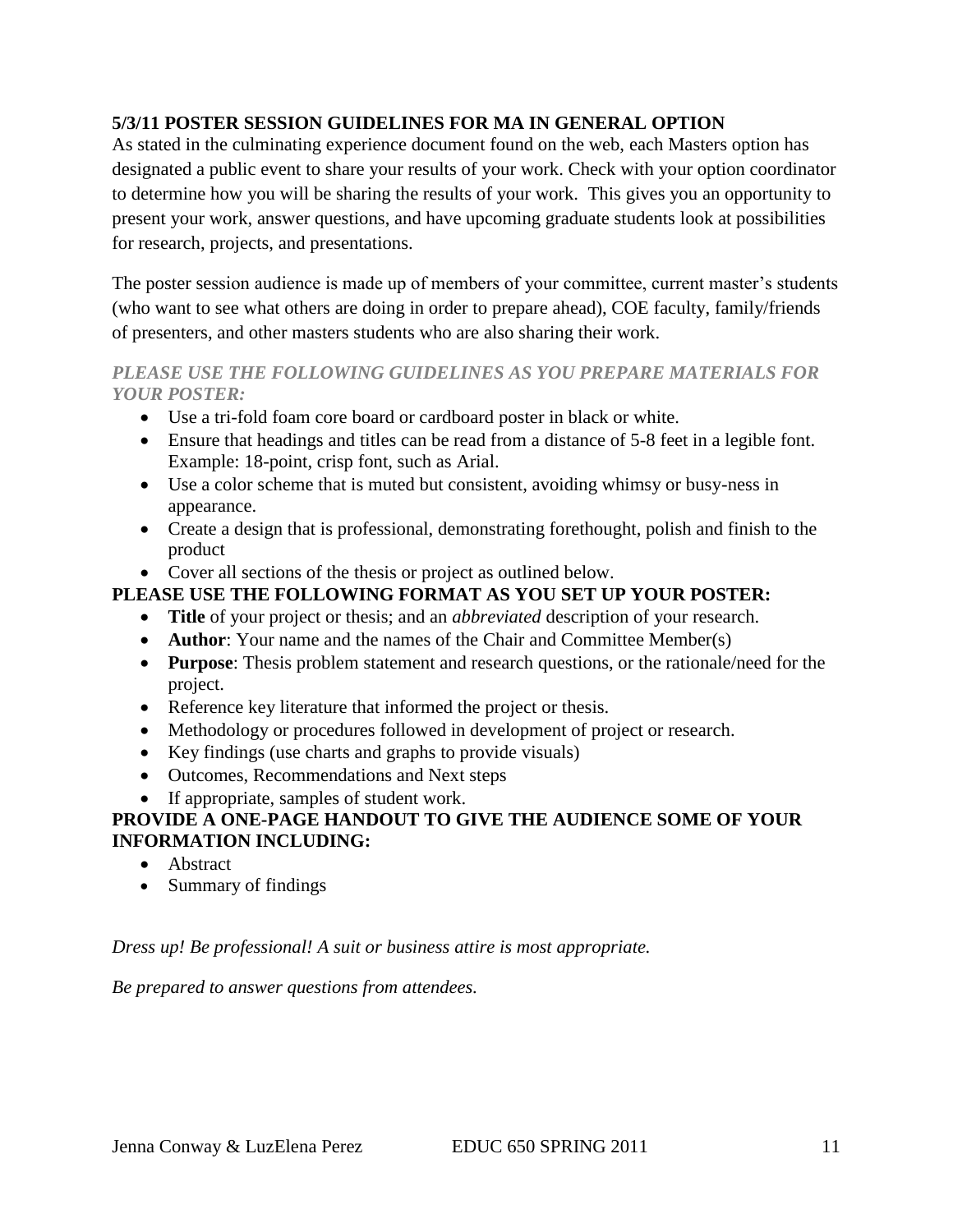## 5/3/11 POSTER SESSION GUIDELINES FOR MA IN GENERAL OPTION

As stated in the culminating experience document found on the web, each Masters option has designated a public event to share your results of your work. Check with your option coordinator to determine how you will be sharing the results of your work. This gives you an opportunity to present your work, answer questions, and have upcoming graduate students look at possibilities for research, projects, and presentations.

The poster session audience is made up of members of your committee, current master's students (who want to see what others are doing in order to prepare ahead), COE faculty, family/friends of presenters, and other masters students who are also sharing their work.

***PLEASE USE THE FOLLOWING GUIDELINES AS YOU PREPARE MATERIALS FOR YOUR POSTER:***

- Use a tri-fold foam core board or cardboard poster in black or white.
- Ensure that headings and titles can be read from a distance of 5-8 feet in a legible font. Example: 18-point, crisp font, such as Arial.
- Use a color scheme that is muted but consistent, avoiding whimsy or busy-ness in appearance.
- Create a design that is professional, demonstrating forethought, polish and finish to the product
- Cover all sections of the thesis or project as outlined below.

**PLEASE USE THE FOLLOWING FORMAT AS YOU SET UP YOUR POSTER:**

- **Title** of your project or thesis; and an *abbreviated* description of your research.
- **Author**: Your name and the names of the Chair and Committee Member(s)
- **Purpose**: Thesis problem statement and research questions, or the rationale/need for the project.
- Reference key literature that informed the project or thesis.
- Methodology or procedures followed in development of project or research.
- Key findings (use charts and graphs to provide visuals)
- Outcomes, Recommendations and Next steps
- If appropriate, samples of student work.

**PROVIDE A ONE-PAGE HANDOUT TO GIVE THE AUDIENCE SOME OF YOUR INFORMATION INCLUDING:**

- Abstract
- Summary of findings

*Dress up! Be professional! A suit or business attire is most appropriate.*

*Be prepared to answer questions from attendees.*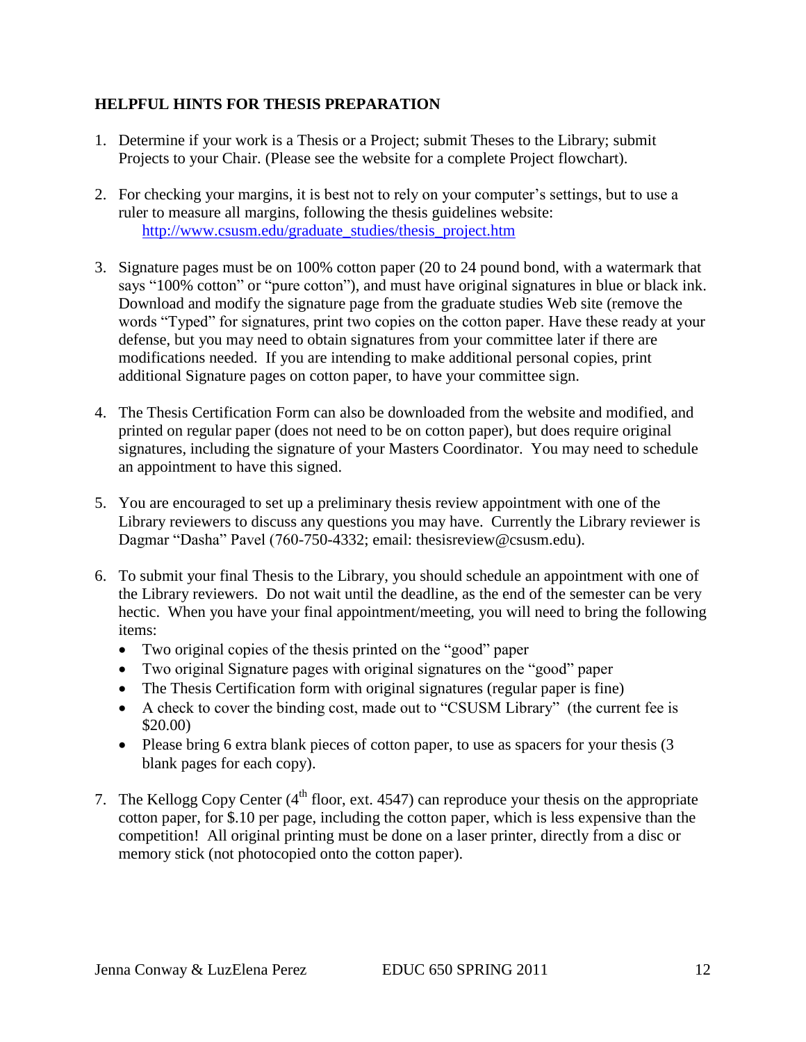## HELPFUL HINTS FOR THESIS PREPARATION

1. Determine if your work is a Thesis or a Project; submit Theses to the Library; submit Projects to your Chair. (Please see the website for a complete Project flowchart).

2. For checking your margins, it is best not to rely on your computer's settings, but to use a ruler to measure all margins, following the thesis guidelines website:
   http://www.csusm.edu/graduate_studies/thesis_project.htm

3. Signature pages must be on 100% cotton paper (20 to 24 pound bond, with a watermark that says "100% cotton" or "pure cotton"), and must have original signatures in blue or black ink. Download and modify the signature page from the graduate studies Web site (remove the words "Typed" for signatures, print two copies on the cotton paper. Have these ready at your defense, but you may need to obtain signatures from your committee later if there are modifications needed. If you are intending to make additional personal copies, print additional Signature pages on cotton paper, to have your committee sign.

4. The Thesis Certification Form can also be downloaded from the website and modified, and printed on regular paper (does not need to be on cotton paper), but does require original signatures, including the signature of your Masters Coordinator. You may need to schedule an appointment to have this signed.

5. You are encouraged to set up a preliminary thesis review appointment with one of the Library reviewers to discuss any questions you may have. Currently the Library reviewer is Dagmar "Dasha" Pavel (760-750-4332; email: thesisreview@csusm.edu).

6. To submit your final Thesis to the Library, you should schedule an appointment with one of the Library reviewers. Do not wait until the deadline, as the end of the semester can be very hectic. When you have your final appointment/meeting, you will need to bring the following items:
   - Two original copies of the thesis printed on the "good" paper
   - Two original Signature pages with original signatures on the "good" paper
   - The Thesis Certification form with original signatures (regular paper is fine)
   - A check to cover the binding cost, made out to "CSUSM Library" (the current fee is $20.00)
   - Please bring 6 extra blank pieces of cotton paper, to use as spacers for your thesis (3 blank pages for each copy).

7. The Kellogg Copy Center (4th floor, ext. 4547) can reproduce your thesis on the appropriate cotton paper, for $.10 per page, including the cotton paper, which is less expensive than the competition! All original printing must be done on a laser printer, directly from a disc or memory stick (not photocopied onto the cotton paper).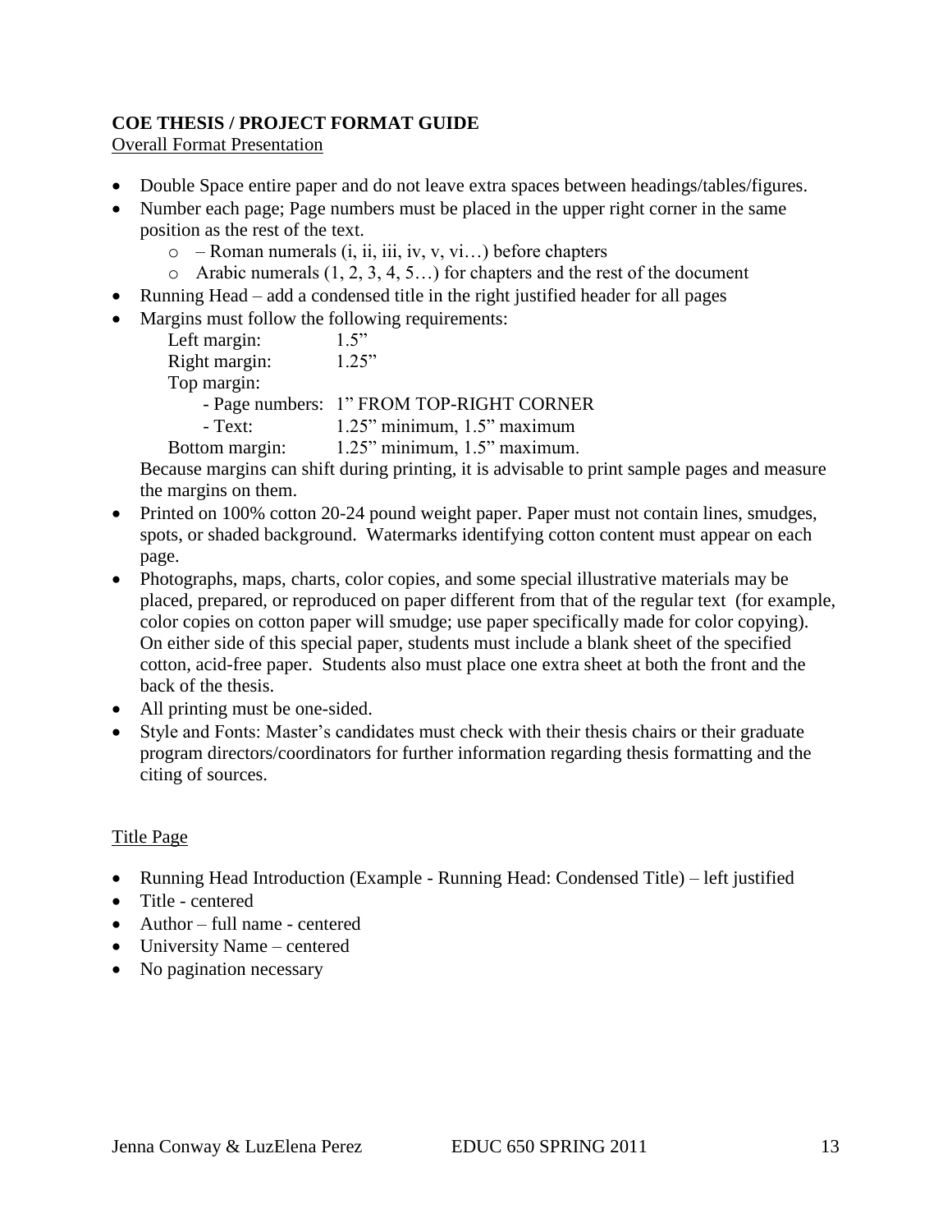**COE THESIS / PROJECT FORMAT GUIDE**

Overall Format Presentation

- Double Space entire paper and do not leave extra spaces between headings/tables/figures.
- Number each page; Page numbers must be placed in the upper right corner in the same position as the rest of the text.
  - – Roman numerals (i, ii, iii, iv, v, vi…) before chapters
  - Arabic numerals (1, 2, 3, 4, 5…) for chapters and the rest of the document
- Running Head – add a condensed title in the right justified header for all pages
- Margins must follow the following requirements:

  Left margin: 1.5"
  Right margin: 1.25"
  Top margin:
  - Page numbers: 1" FROM TOP-RIGHT CORNER
  - Text: 1.25" minimum, 1.5" maximum

  Bottom margin: 1.25" minimum, 1.5" maximum.

  Because margins can shift during printing, it is advisable to print sample pages and measure the margins on them.
- Printed on 100% cotton 20-24 pound weight paper. Paper must not contain lines, smudges, spots, or shaded background. Watermarks identifying cotton content must appear on each page.
- Photographs, maps, charts, color copies, and some special illustrative materials may be placed, prepared, or reproduced on paper different from that of the regular text (for example, color copies on cotton paper will smudge; use paper specifically made for color copying). On either side of this special paper, students must include a blank sheet of the specified cotton, acid-free paper. Students also must place one extra sheet at both the front and the back of the thesis.
- All printing must be one-sided.
- Style and Fonts: Master's candidates must check with their thesis chairs or their graduate program directors/coordinators for further information regarding thesis formatting and the citing of sources.

Title Page

- Running Head Introduction (Example - Running Head: Condensed Title) – left justified
- Title - centered
- Author – full name - centered
- University Name – centered
- No pagination necessary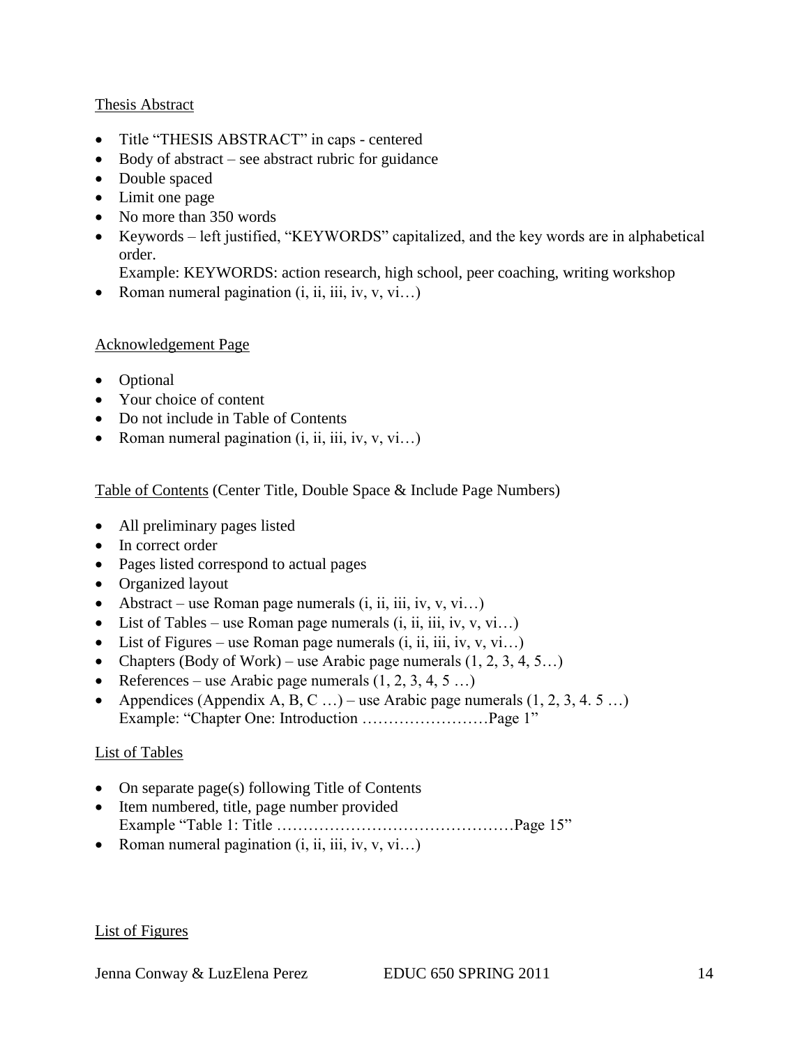Thesis Abstract

- Title "THESIS ABSTRACT" in caps - centered
- Body of abstract – see abstract rubric for guidance
- Double spaced
- Limit one page
- No more than 350 words
- Keywords – left justified, "KEYWORDS" capitalized, and the key words are in alphabetical order.
  Example: KEYWORDS: action research, high school, peer coaching, writing workshop
- Roman numeral pagination (i, ii, iii, iv, v, vi…)

Acknowledgement Page

- Optional
- Your choice of content
- Do not include in Table of Contents
- Roman numeral pagination (i, ii, iii, iv, v, vi…)

Table of Contents (Center Title, Double Space & Include Page Numbers)

- All preliminary pages listed
- In correct order
- Pages listed correspond to actual pages
- Organized layout
- Abstract – use Roman page numerals (i, ii, iii, iv, v, vi…)
- List of Tables – use Roman page numerals (i, ii, iii, iv, v, vi…)
- List of Figures – use Roman page numerals (i, ii, iii, iv, v, vi…)
- Chapters (Body of Work) – use Arabic page numerals (1, 2, 3, 4, 5…)
- References – use Arabic page numerals (1, 2, 3, 4, 5 …)
- Appendices (Appendix A, B, C …) – use Arabic page numerals (1, 2, 3, 4. 5 …)
  Example: "Chapter One: Introduction ……………………Page 1"

List of Tables

- On separate page(s) following Title of Contents
- Item numbered, title, page number provided
  Example "Table 1: Title ………………………………………Page 15"
- Roman numeral pagination (i, ii, iii, iv, v, vi…)

List of Figures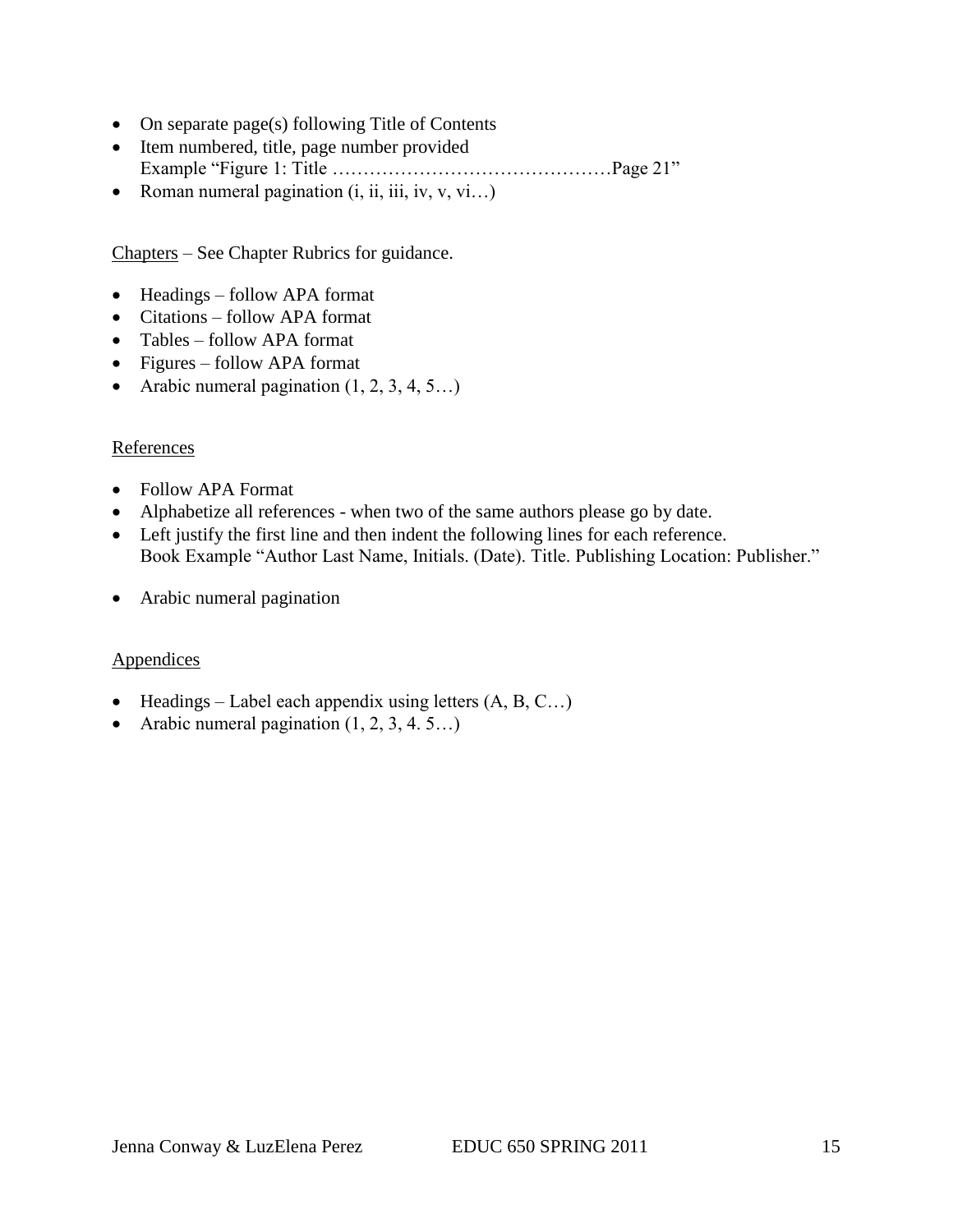- On separate page(s) following Title of Contents
- Item numbered, title, page number provided
  Example "Figure 1: Title ……………………………………….Page 21"
- Roman numeral pagination (i, ii, iii, iv, v, vi…)

Chapters – See Chapter Rubrics for guidance.

- Headings – follow APA format
- Citations – follow APA format
- Tables – follow APA format
- Figures – follow APA format
- Arabic numeral pagination (1, 2, 3, 4, 5…)

References

- Follow APA Format
- Alphabetize all references - when two of the same authors please go by date.
- Left justify the first line and then indent the following lines for each reference.
  Book Example "Author Last Name, Initials. (Date). Title. Publishing Location: Publisher."
- Arabic numeral pagination

Appendices

- Headings – Label each appendix using letters (A, B, C…)
- Arabic numeral pagination (1, 2, 3, 4. 5…)